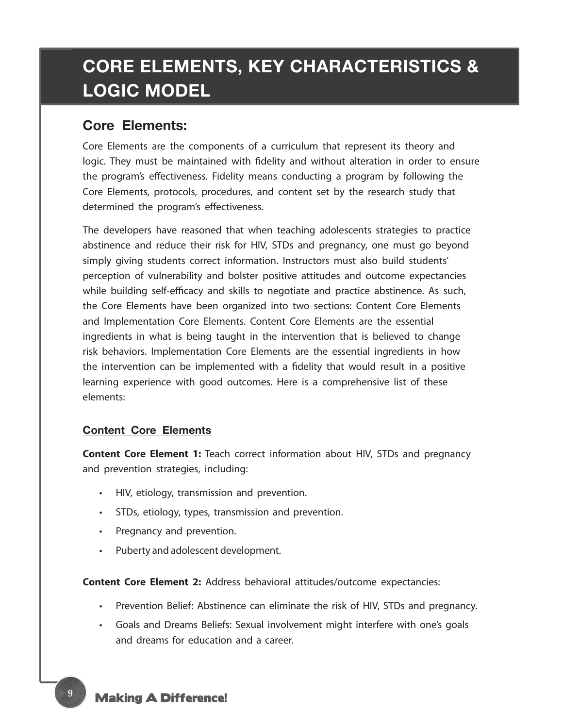# CORE ELEMENTS, KEY CHARACTERISTICS & LOGIC MODEL

## Core Elements:

Core Elements are the components of a curriculum that represent its theory and logic. They must be maintained with fidelity and without alteration in order to ensure the program's effectiveness. Fidelity means conducting a program by following the Core Elements, protocols, procedures, and content set by the research study that determined the program's effectiveness.

The developers have reasoned that when teaching adolescents strategies to practice abstinence and reduce their risk for HIV, STDs and pregnancy, one must go beyond simply giving students correct information. Instructors must also build students' perception of vulnerability and bolster positive attitudes and outcome expectancies while building self-efficacy and skills to negotiate and practice abstinence. As such, the Core Elements have been organized into two sections: Content Core Elements and Implementation Core Elements. Content Core Elements are the essential ingredients in what is being taught in the intervention that is believed to change risk behaviors. Implementation Core Elements are the essential ingredients in how the intervention can be implemented with a fidelity that would result in a positive learning experience with good outcomes. Here is a comprehensive list of these elements:

### Content Core Elements

**Content Core Element 1:** Teach correct information about HIV, STDs and pregnancy and prevention strategies, including:

- HIV, etiology, transmission and prevention.
- STDs, etiology, types, transmission and prevention.
- Pregnancy and prevention.
- Puberty and adolescent development.

**Content Core Element 2:** Address behavioral attitudes/outcome expectancies:

- Prevention Belief: Abstinence can eliminate the risk of HIV, STDs and pregnancy.
- Goals and Dreams Beliefs: Sexual involvement might interfere with one's goals and dreams for education and a career.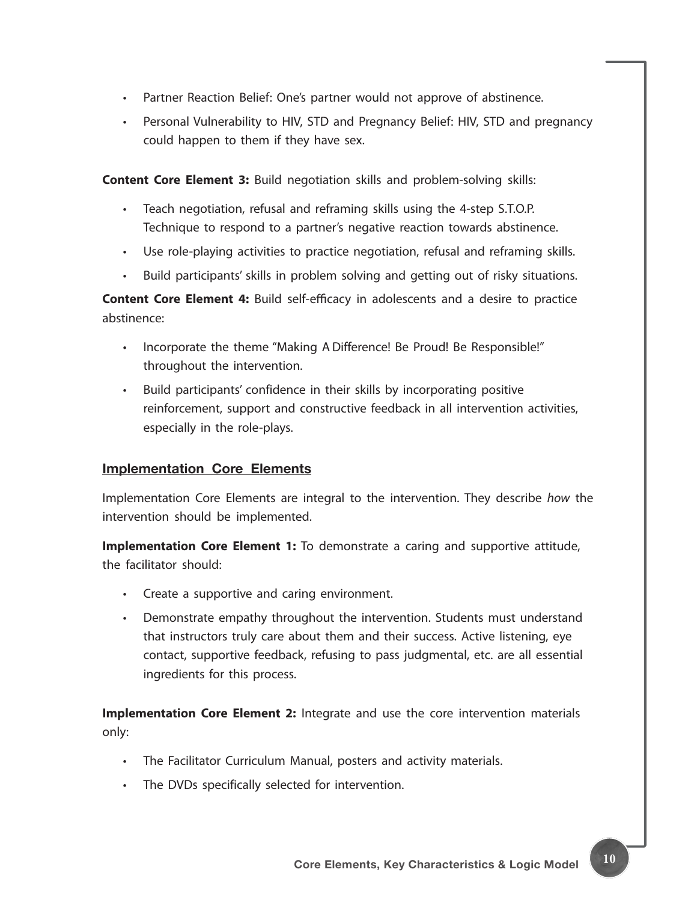- Partner Reaction Belief: One's partner would not approve of abstinence.
- Personal Vulnerability to HIV, STD and Pregnancy Belief: HIV, STD and pregnancy could happen to them if they have sex.

**Content Core Element 3:** Build negotiation skills and problem-solving skills:

- Teach negotiation, refusal and reframing skills using the 4-step S.T.O.P. Technique to respond to a partner's negative reaction towards abstinence.
- Use role-playing activities to practice negotiation, refusal and reframing skills.
- Build participants' skills in problem solving and getting out of risky situations.

**Content Core Element 4:** Build self-efficacy in adolescents and a desire to practice abstinence:

- Incorporate the theme "Making A Difference! Be Proud! Be Responsible!" throughout the intervention.
- Build participants' confidence in their skills by incorporating positive reinforcement, support and constructive feedback in all intervention activities, especially in the role-plays.

## Implementation Core Elements

Implementation Core Elements are integral to the intervention. They describe *how* the intervention should be implemented.

**Implementation Core Element 1:** To demonstrate a caring and supportive attitude, the facilitator should:

- Create a supportive and caring environment.
- Demonstrate empathy throughout the intervention. Students must understand that instructors truly care about them and their success. Active listening, eye contact, supportive feedback, refusing to pass judgmental, etc. are all essential ingredients for this process.

**Implementation Core Element 2:** Integrate and use the core intervention materials only:

- The Facilitator Curriculum Manual, posters and activity materials.
- The DVDs specifically selected for intervention.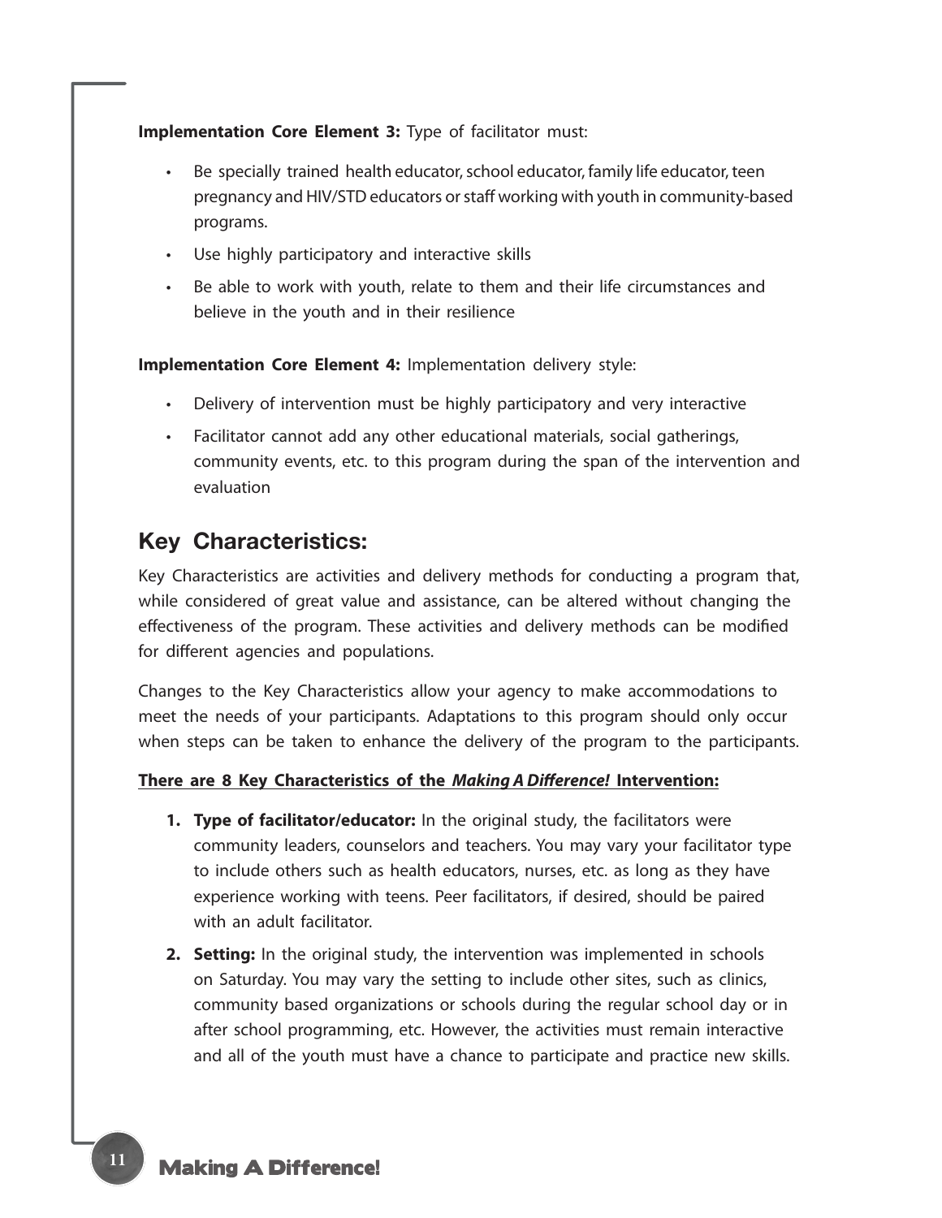**Implementation Core Element 3:** Type of facilitator must:

- Be specially trained health educator, school educator, family life educator, teen pregnancy and HIV/STD educators or staff working with youth in community-based programs.
- Use highly participatory and interactive skills
- Be able to work with youth, relate to them and their life circumstances and believe in the youth and in their resilience

**Implementation Core Element 4:** Implementation delivery style:

- Delivery of intervention must be highly participatory and very interactive
- Facilitator cannot add any other educational materials, social gatherings, community events, etc. to this program during the span of the intervention and evaluation

## Key Characteristics:

Key Characteristics are activities and delivery methods for conducting a program that, while considered of great value and assistance, can be altered without changing the effectiveness of the program. These activities and delivery methods can be modified for different agencies and populations.

Changes to the Key Characteristics allow your agency to make accommodations to meet the needs of your participants. Adaptations to this program should only occur when steps can be taken to enhance the delivery of the program to the participants.

**<u>There are 8 Key Characteristics of the *Making A Difference!* Intervention:</u>**

1. **Type of facilitator/educator:** In the original study, the facilitators were community leaders, counselors and teachers. You may vary your facilitator type to include others such as health educators, nurses, etc. as long as they have experience working with teens. Peer facilitators, if desired, should be paired with an adult facilitator.
2. **Setting:** In the original study, the intervention was implemented in schools on Saturday. You may vary the setting to include other sites, such as clinics, community based organizations or schools during the regular school day or in after school programming, etc. However, the activities must remain interactive and all of the youth must have a chance to participate and practice new skills.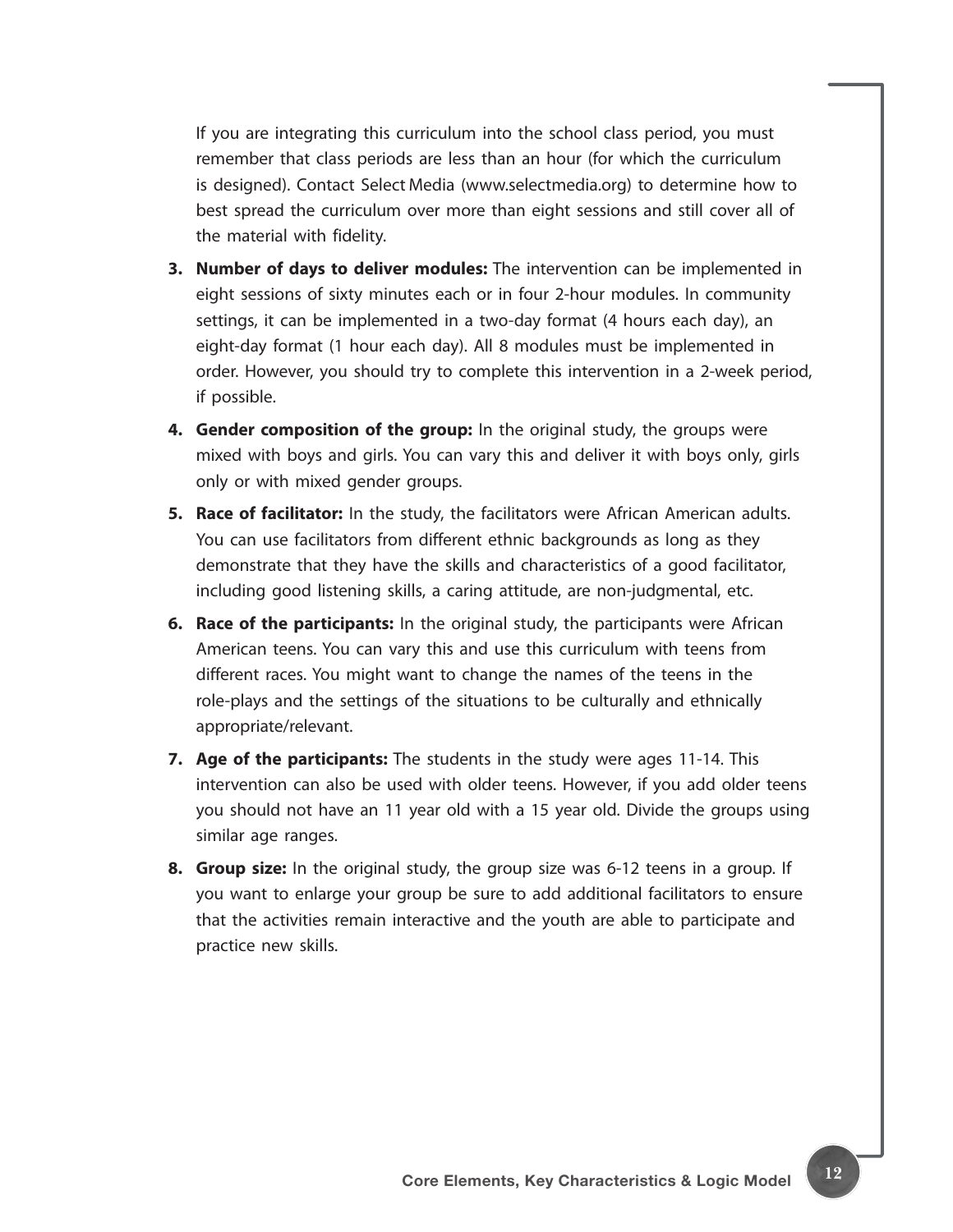If you are integrating this curriculum into the school class period, you must remember that class periods are less than an hour (for which the curriculum is designed). Contact Select Media (www.selectmedia.org) to determine how to best spread the curriculum over more than eight sessions and still cover all of the material with fidelity.

3. **Number of days to deliver modules:** The intervention can be implemented in eight sessions of sixty minutes each or in four 2-hour modules. In community settings, it can be implemented in a two-day format (4 hours each day), an eight-day format (1 hour each day). All 8 modules must be implemented in order. However, you should try to complete this intervention in a 2-week period, if possible.
4. **Gender composition of the group:** In the original study, the groups were mixed with boys and girls. You can vary this and deliver it with boys only, girls only or with mixed gender groups.
5. **Race of facilitator:** In the study, the facilitators were African American adults. You can use facilitators from different ethnic backgrounds as long as they demonstrate that they have the skills and characteristics of a good facilitator, including good listening skills, a caring attitude, are non-judgmental, etc.
6. **Race of the participants:** In the original study, the participants were African American teens. You can vary this and use this curriculum with teens from different races. You might want to change the names of the teens in the role-plays and the settings of the situations to be culturally and ethnically appropriate/relevant.
7. **Age of the participants:** The students in the study were ages 11-14. This intervention can also be used with older teens. However, if you add older teens you should not have an 11 year old with a 15 year old. Divide the groups using similar age ranges.
8. **Group size:** In the original study, the group size was 6-12 teens in a group. If you want to enlarge your group be sure to add additional facilitators to ensure that the activities remain interactive and the youth are able to participate and practice new skills.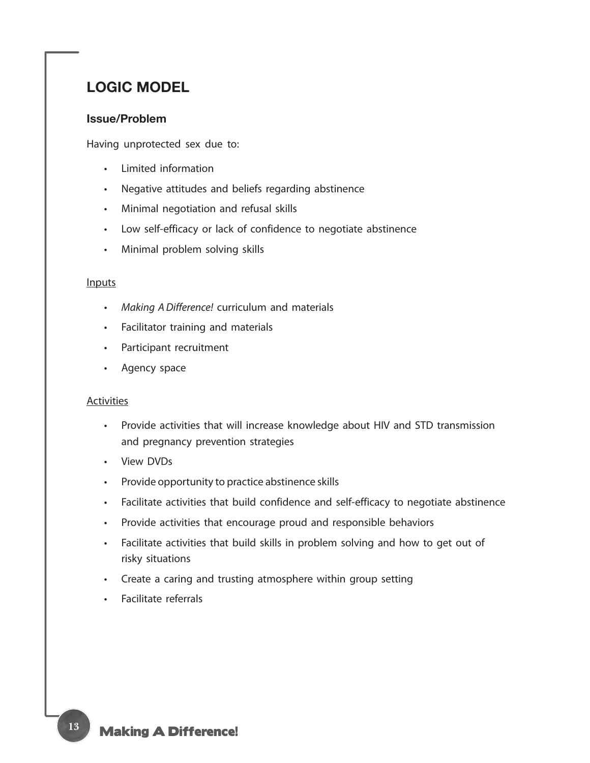## LOGIC MODEL

### Issue/Problem

Having unprotected sex due to:

- Limited information
- Negative attitudes and beliefs regarding abstinence
- Minimal negotiation and refusal skills
- Low self-efficacy or lack of confidence to negotiate abstinence
- Minimal problem solving skills

<u>Inputs</u>

- *Making A Difference!* curriculum and materials
- Facilitator training and materials
- Participant recruitment
- Agency space

<u>Activities</u>

- Provide activities that will increase knowledge about HIV and STD transmission and pregnancy prevention strategies
- View DVDs
- Provide opportunity to practice abstinence skills
- Facilitate activities that build confidence and self-efficacy to negotiate abstinence
- Provide activities that encourage proud and responsible behaviors
- Facilitate activities that build skills in problem solving and how to get out of risky situations
- Create a caring and trusting atmosphere within group setting
- Facilitate referrals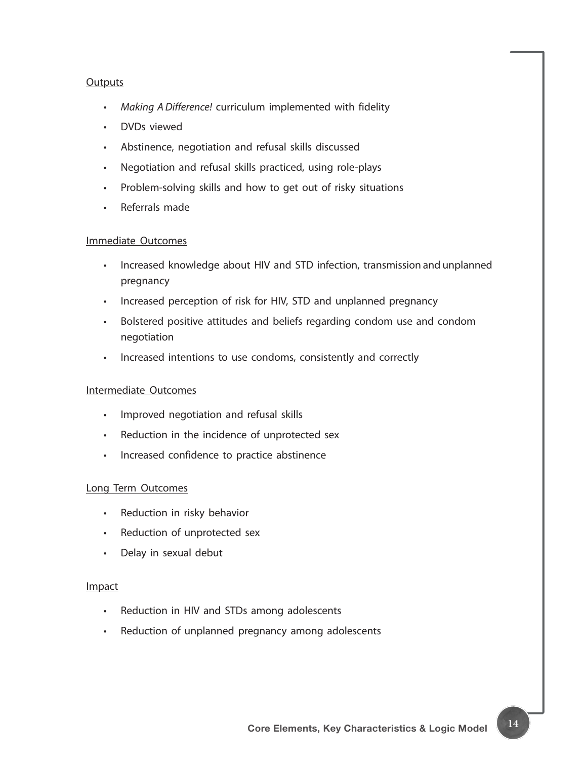Outputs

- *Making A Difference!* curriculum implemented with fidelity
- DVDs viewed
- Abstinence, negotiation and refusal skills discussed
- Negotiation and refusal skills practiced, using role-plays
- Problem-solving skills and how to get out of risky situations
- Referrals made

Immediate Outcomes

- Increased knowledge about HIV and STD infection, transmission and unplanned pregnancy
- Increased perception of risk for HIV, STD and unplanned pregnancy
- Bolstered positive attitudes and beliefs regarding condom use and condom negotiation
- Increased intentions to use condoms, consistently and correctly

Intermediate Outcomes

- Improved negotiation and refusal skills
- Reduction in the incidence of unprotected sex
- Increased confidence to practice abstinence

Long Term Outcomes

- Reduction in risky behavior
- Reduction of unprotected sex
- Delay in sexual debut

Impact

- Reduction in HIV and STDs among adolescents
- Reduction of unplanned pregnancy among adolescents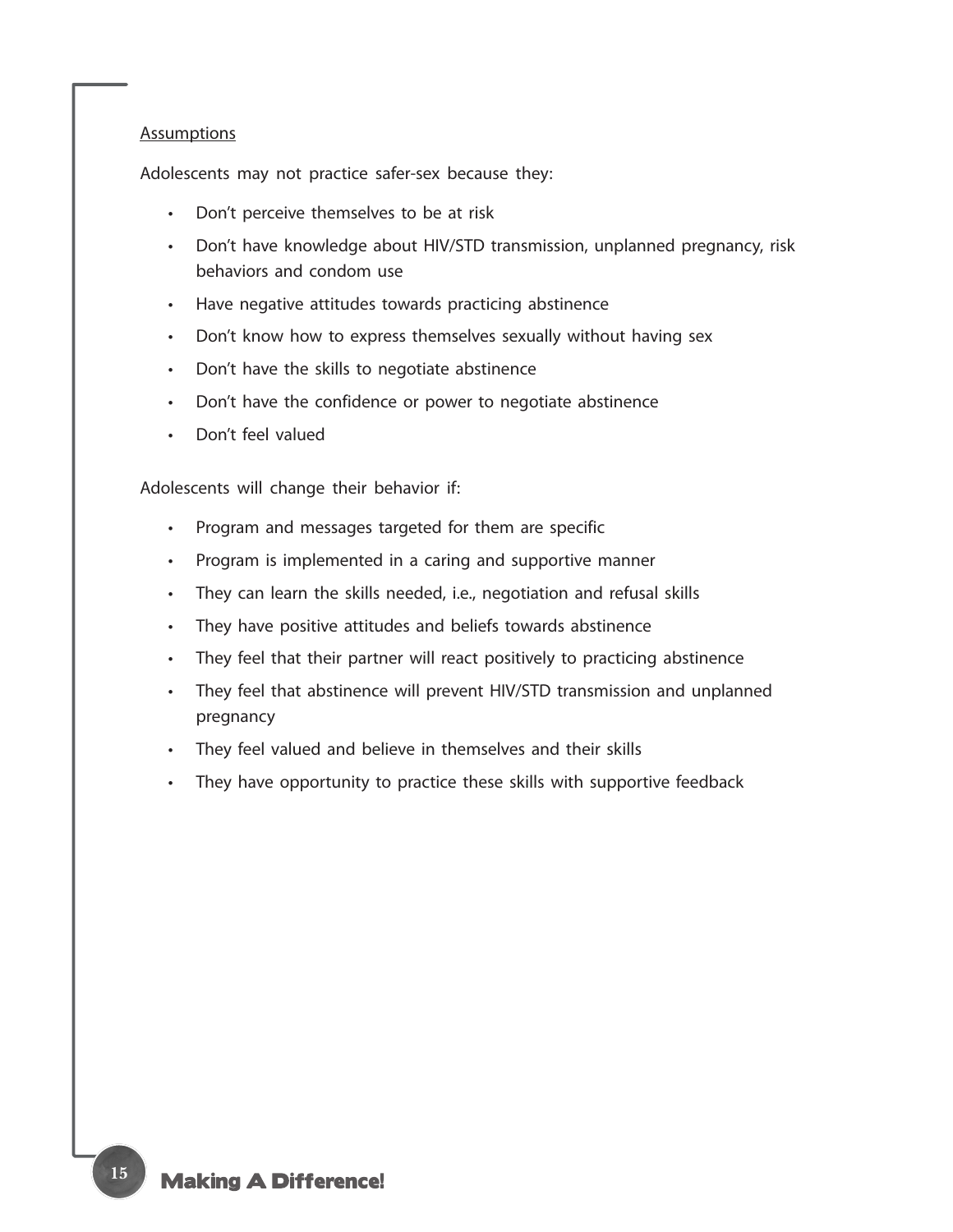Assumptions

Adolescents may not practice safer-sex because they:

- Don't perceive themselves to be at risk
- Don't have knowledge about HIV/STD transmission, unplanned pregnancy, risk behaviors and condom use
- Have negative attitudes towards practicing abstinence
- Don't know how to express themselves sexually without having sex
- Don't have the skills to negotiate abstinence
- Don't have the confidence or power to negotiate abstinence
- Don't feel valued

Adolescents will change their behavior if:

- Program and messages targeted for them are specific
- Program is implemented in a caring and supportive manner
- They can learn the skills needed, i.e., negotiation and refusal skills
- They have positive attitudes and beliefs towards abstinence
- They feel that their partner will react positively to practicing abstinence
- They feel that abstinence will prevent HIV/STD transmission and unplanned pregnancy
- They feel valued and believe in themselves and their skills
- They have opportunity to practice these skills with supportive feedback